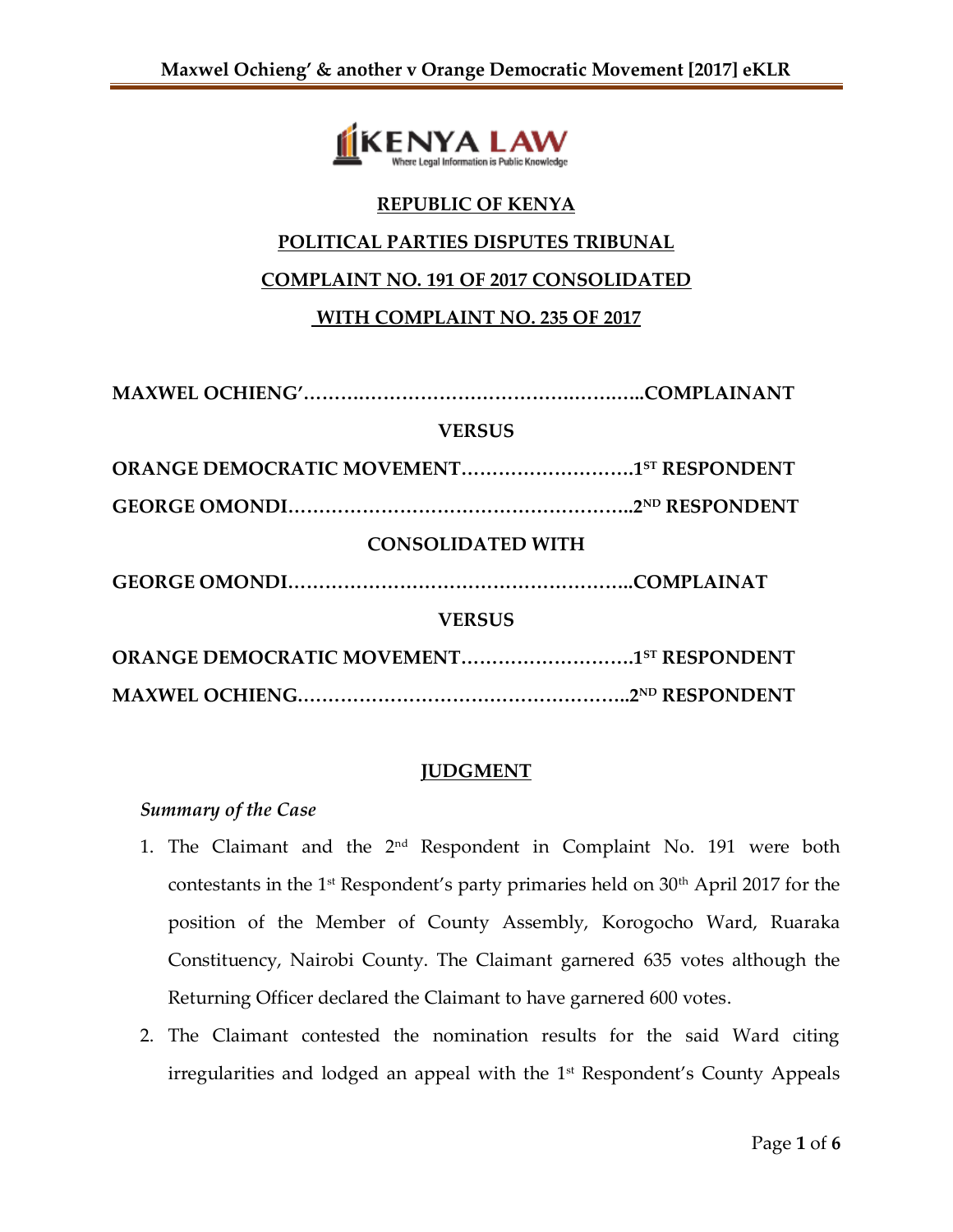**REPUBLIC OF KENYA**

**POLITICAL PARTIES DISPUTES TRIBUNAL**

**COMPLAINT NO. 191 OF 2017 CONSOLIDATED**

**WITH COMPLAINT NO. 235 OF 2017**

**MAXWEL OCHIENG'…………………………………………………..COMPLAINANT**

**VERSUS**

**ORANGE DEMOCRATIC MOVEMENT……………………….1ST RESPONDENT**

**GEORGE OMONDI……………………………………………….2ND RESPONDENT**

**CONSOLIDATED WITH**

**GEORGE OMONDI………………………………………………..COMPLAINAT**

**VERSUS**

**ORANGE DEMOCRATIC MOVEMENT……………………….1ST RESPONDENT**

**MAXWEL OCHIENG……………………………………………..2ND RESPONDENT**

**JUDGMENT**

*Summary of the Case*

1. The Claimant and the 2nd Respondent in Complaint No. 191 were both contestants in the 1st Respondent's party primaries held on 30th April 2017 for the position of the Member of County Assembly, Korogocho Ward, Ruaraka Constituency, Nairobi County. The Claimant garnered 635 votes although the Returning Officer declared the Claimant to have garnered 600 votes.
2. The Claimant contested the nomination results for the said Ward citing irregularities and lodged an appeal with the 1st Respondent's County Appeals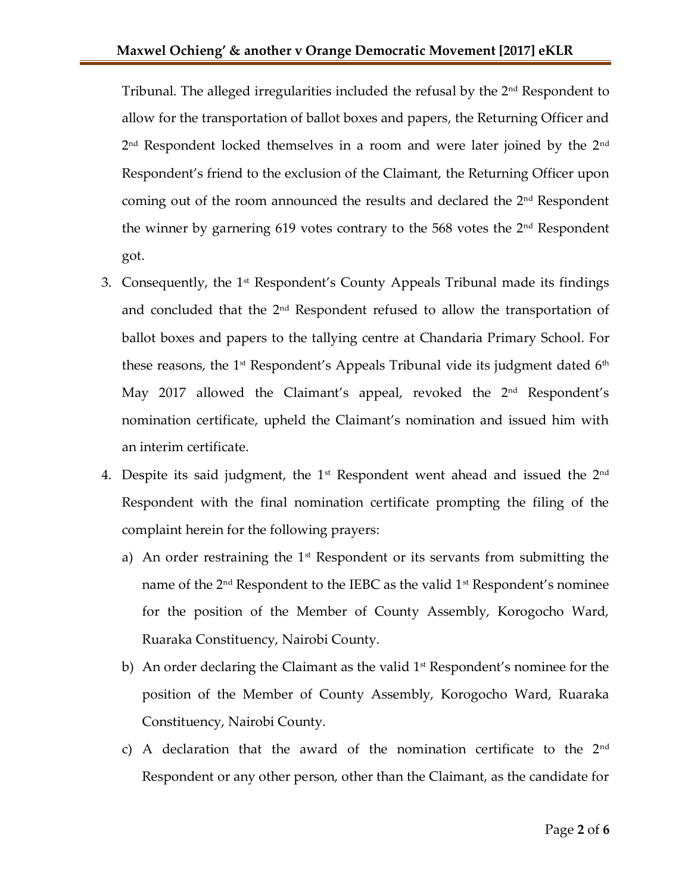Tribunal. The alleged irregularities included the refusal by the 2nd Respondent to allow for the transportation of ballot boxes and papers, the Returning Officer and 2nd Respondent locked themselves in a room and were later joined by the 2nd Respondent's friend to the exclusion of the Claimant, the Returning Officer upon coming out of the room announced the results and declared the 2nd Respondent the winner by garnering 619 votes contrary to the 568 votes the 2nd Respondent got.

3. Consequently, the 1st Respondent's County Appeals Tribunal made its findings and concluded that the 2nd Respondent refused to allow the transportation of ballot boxes and papers to the tallying centre at Chandaria Primary School. For these reasons, the 1st Respondent's Appeals Tribunal vide its judgment dated 6th May 2017 allowed the Claimant's appeal, revoked the 2nd Respondent's nomination certificate, upheld the Claimant's nomination and issued him with an interim certificate.

4. Despite its said judgment, the 1st Respondent went ahead and issued the 2nd Respondent with the final nomination certificate prompting the filing of the complaint herein for the following prayers:

   a) An order restraining the 1st Respondent or its servants from submitting the name of the 2nd Respondent to the IEBC as the valid 1st Respondent's nominee for the position of the Member of County Assembly, Korogocho Ward, Ruaraka Constituency, Nairobi County.

   b) An order declaring the Claimant as the valid 1st Respondent's nominee for the position of the Member of County Assembly, Korogocho Ward, Ruaraka Constituency, Nairobi County.

   c) A declaration that the award of the nomination certificate to the 2nd Respondent or any other person, other than the Claimant, as the candidate for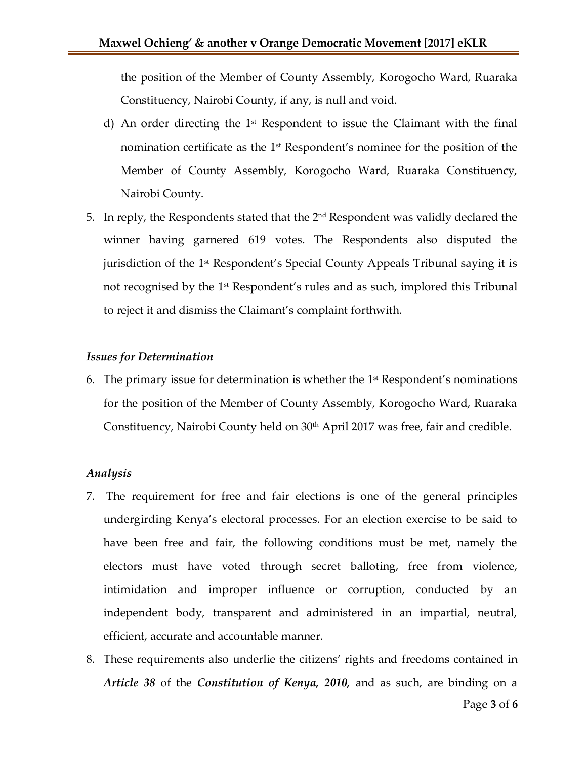the position of the Member of County Assembly, Korogocho Ward, Ruaraka Constituency, Nairobi County, if any, is null and void.

d) An order directing the 1st Respondent to issue the Claimant with the final nomination certificate as the 1st Respondent's nominee for the position of the Member of County Assembly, Korogocho Ward, Ruaraka Constituency, Nairobi County.

5. In reply, the Respondents stated that the 2nd Respondent was validly declared the winner having garnered 619 votes. The Respondents also disputed the jurisdiction of the 1st Respondent's Special County Appeals Tribunal saying it is not recognised by the 1st Respondent's rules and as such, implored this Tribunal to reject it and dismiss the Claimant's complaint forthwith.

### *Issues for Determination*

6. The primary issue for determination is whether the 1st Respondent's nominations for the position of the Member of County Assembly, Korogocho Ward, Ruaraka Constituency, Nairobi County held on 30th April 2017 was free, fair and credible.

### *Analysis*

7. The requirement for free and fair elections is one of the general principles undergirding Kenya's electoral processes. For an election exercise to be said to have been free and fair, the following conditions must be met, namely the electors must have voted through secret balloting, free from violence, intimidation and improper influence or corruption, conducted by an independent body, transparent and administered in an impartial, neutral, efficient, accurate and accountable manner.

8. These requirements also underlie the citizens' rights and freedoms contained in ***Article 38*** of the ***Constitution of Kenya, 2010,*** and as such, are binding on a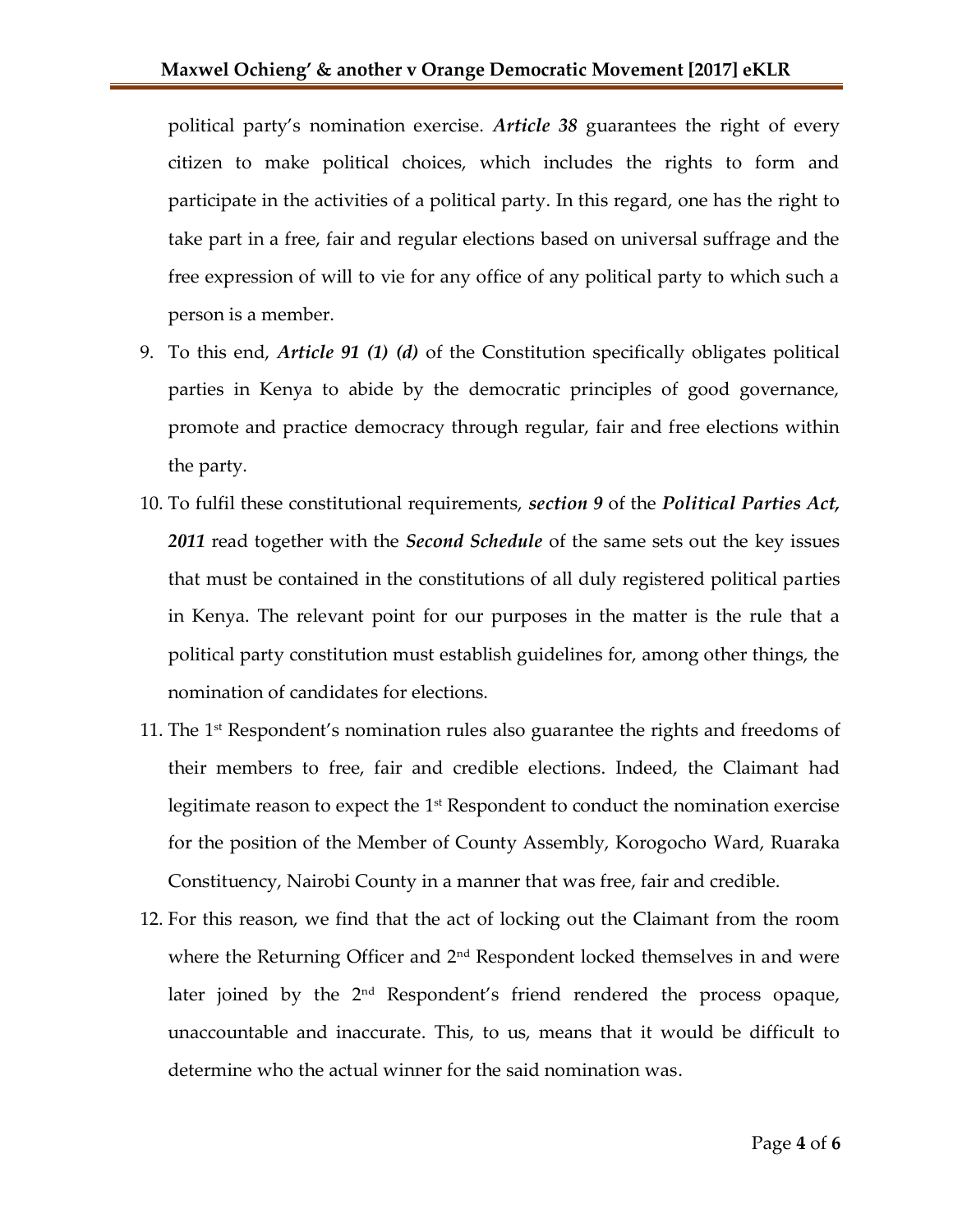political party's nomination exercise. ***Article 38*** guarantees the right of every citizen to make political choices, which includes the rights to form and participate in the activities of a political party. In this regard, one has the right to take part in a free, fair and regular elections based on universal suffrage and the free expression of will to vie for any office of any political party to which such a person is a member.

9. To this end, ***Article 91 (1) (d)*** of the Constitution specifically obligates political parties in Kenya to abide by the democratic principles of good governance, promote and practice democracy through regular, fair and free elections within the party.
10. To fulfil these constitutional requirements, ***section 9*** of the ***Political Parties Act, 2011*** read together with the ***Second Schedule*** of the same sets out the key issues that must be contained in the constitutions of all duly registered political parties in Kenya. The relevant point for our purposes in the matter is the rule that a political party constitution must establish guidelines for, among other things, the nomination of candidates for elections.
11. The 1st Respondent's nomination rules also guarantee the rights and freedoms of their members to free, fair and credible elections. Indeed, the Claimant had legitimate reason to expect the 1st Respondent to conduct the nomination exercise for the position of the Member of County Assembly, Korogocho Ward, Ruaraka Constituency, Nairobi County in a manner that was free, fair and credible.
12. For this reason, we find that the act of locking out the Claimant from the room where the Returning Officer and 2nd Respondent locked themselves in and were later joined by the 2nd Respondent's friend rendered the process opaque, unaccountable and inaccurate. This, to us, means that it would be difficult to determine who the actual winner for the said nomination was.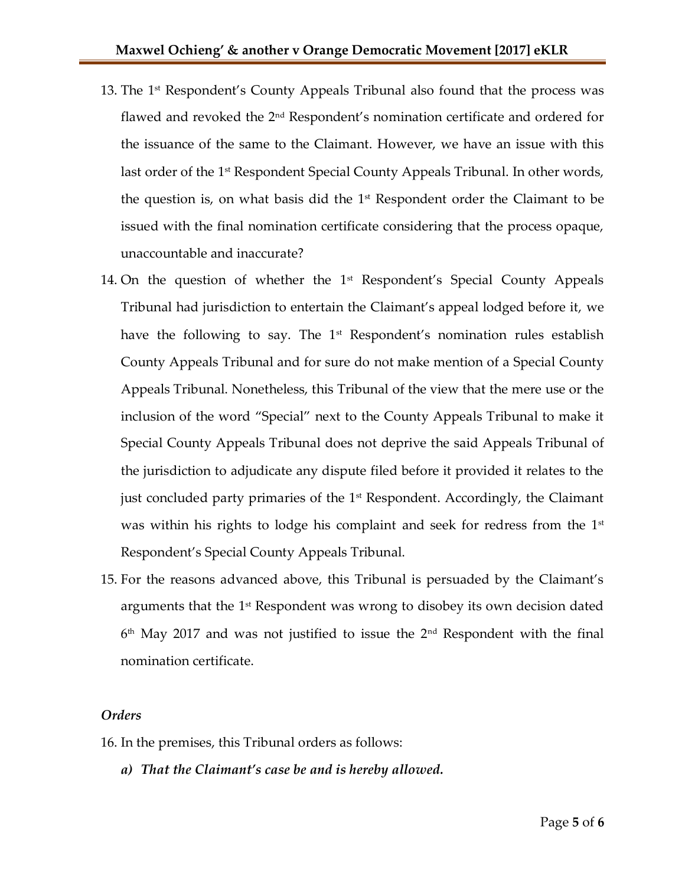13. The 1[st] Respondent's County Appeals Tribunal also found that the process was flawed and revoked the 2[nd] Respondent's nomination certificate and ordered for the issuance of the same to the Claimant. However, we have an issue with this last order of the 1[st] Respondent Special County Appeals Tribunal. In other words, the question is, on what basis did the 1[st] Respondent order the Claimant to be issued with the final nomination certificate considering that the process opaque, unaccountable and inaccurate?

14. On the question of whether the 1[st] Respondent's Special County Appeals Tribunal had jurisdiction to entertain the Claimant's appeal lodged before it, we have the following to say. The 1[st] Respondent's nomination rules establish County Appeals Tribunal and for sure do not make mention of a Special County Appeals Tribunal. Nonetheless, this Tribunal of the view that the mere use or the inclusion of the word "Special" next to the County Appeals Tribunal to make it Special County Appeals Tribunal does not deprive the said Appeals Tribunal of the jurisdiction to adjudicate any dispute filed before it provided it relates to the just concluded party primaries of the 1[st] Respondent. Accordingly, the Claimant was within his rights to lodge his complaint and seek for redress from the 1[st] Respondent's Special County Appeals Tribunal.

15. For the reasons advanced above, this Tribunal is persuaded by the Claimant's arguments that the 1[st] Respondent was wrong to disobey its own decision dated 6[th] May 2017 and was not justified to issue the 2[nd] Respondent with the final nomination certificate.

*Orders*

16. In the premises, this Tribunal orders as follows:

    ***a) That the Claimant's case be and is hereby allowed.***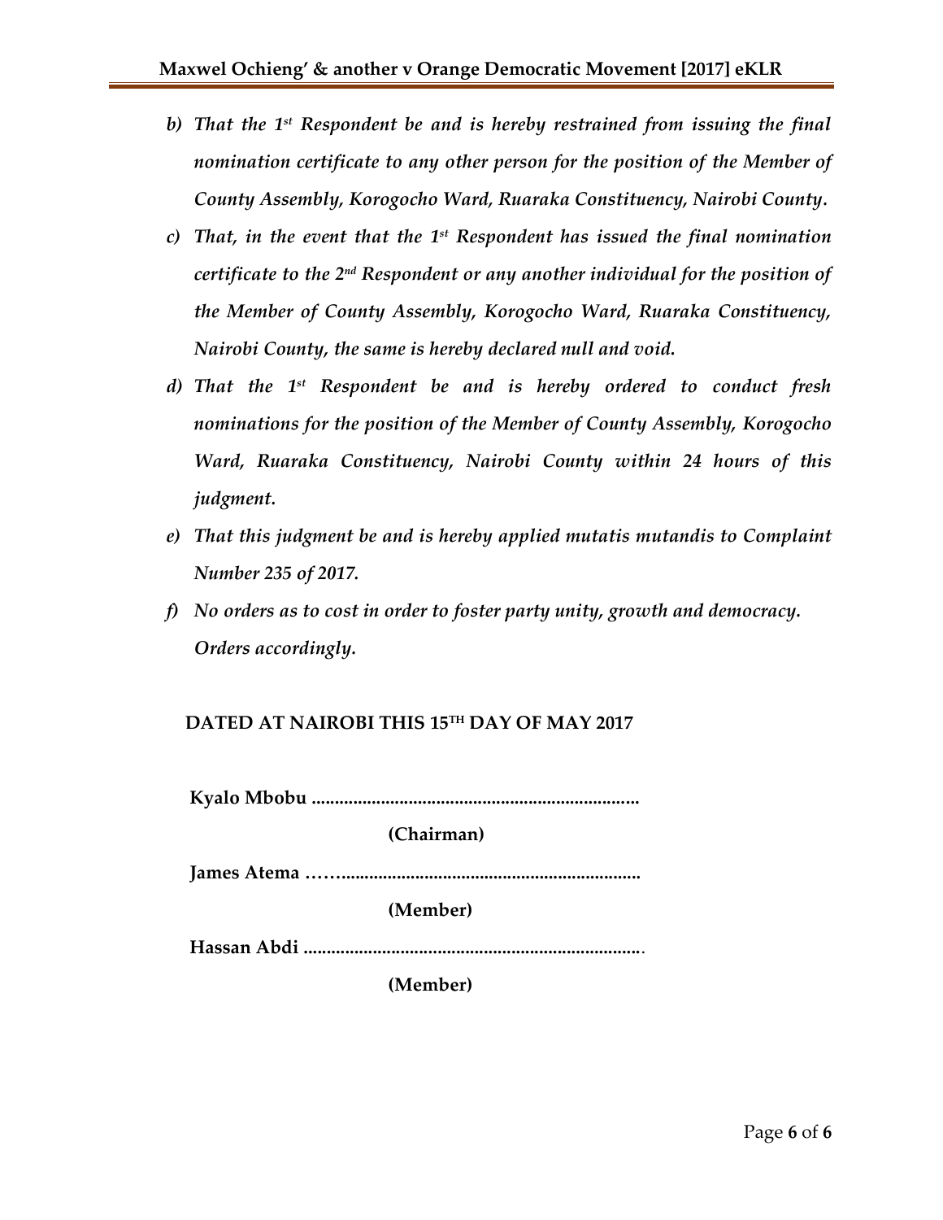*b) That the 1[st] Respondent be and is hereby restrained from issuing the final nomination certificate to any other person for the position of the Member of County Assembly, Korogocho Ward, Ruaraka Constituency, Nairobi County.*

*c) That, in the event that the 1[st] Respondent has issued the final nomination certificate to the 2[nd] Respondent or any another individual for the position of the Member of County Assembly, Korogocho Ward, Ruaraka Constituency, Nairobi County, the same is hereby declared null and void.*

*d) That the 1[st] Respondent be and is hereby ordered to conduct fresh nominations for the position of the Member of County Assembly, Korogocho Ward, Ruaraka Constituency, Nairobi County within 24 hours of this judgment.*

*e) That this judgment be and is hereby applied mutatis mutandis to Complaint Number 235 of 2017.*

*f) No orders as to cost in order to foster party unity, growth and democracy. Orders accordingly.*

**DATED AT NAIROBI THIS 15[TH] DAY OF MAY 2017**

**Kyalo Mbobu ......................................................................**

**(Chairman)**

**James Atema ……...................................................................**

**(Member)**

**Hassan Abdi ..........................................................................**

**(Member)**